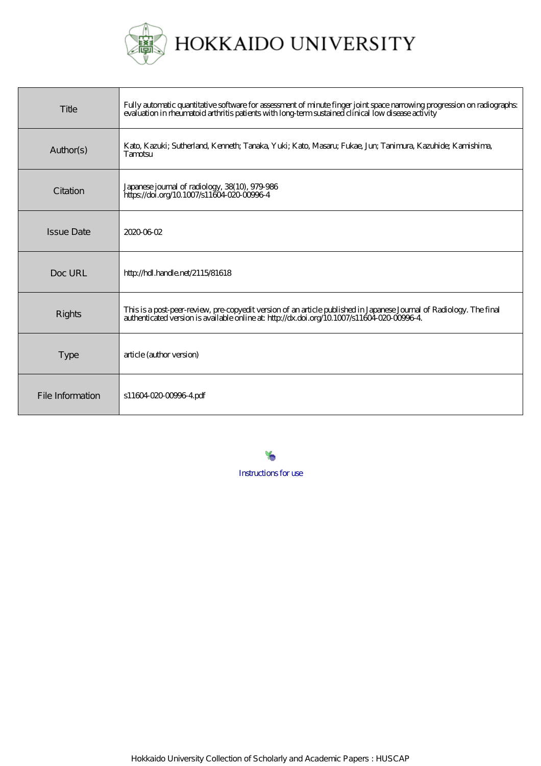HOKKAIDO UNIVERSITY

| | |
|---|---|
| Title | Fully automatic quantitative software for assessment of minute finger joint space narrowing progression on radiographs: evaluation in rheumatoid arthritis patients with long-term sustained clinical low disease activity |
| Author(s) | Kato, Kazuki; Sutherland, Kenneth; Tanaka, Yuki; Kato, Masaru; Fukae, Jun; Tanimura, Kazuhide; Kamishima, Tamotsu |
| Citation | Japanese journal of radiology, 38(10), 979-986 https://doi.org/10.1007/s11604-020-00996-4 |
| Issue Date | 2020-06-02 |
| Doc URL | http://hdl.handle.net/2115/81618 |
| Rights | This is a post-peer-review, pre-copyedit version of an article published in Japanese Journal of Radiology. The final authenticated version is available online at: http://dx.doi.org/10.1007/s11604-020-00996-4. |
| Type | article (author version) |
| File Information | s11604-020-00996-4.pdf |

Instructions for use

Hokkaido University Collection of Scholarly and Academic Papers : HUSCAP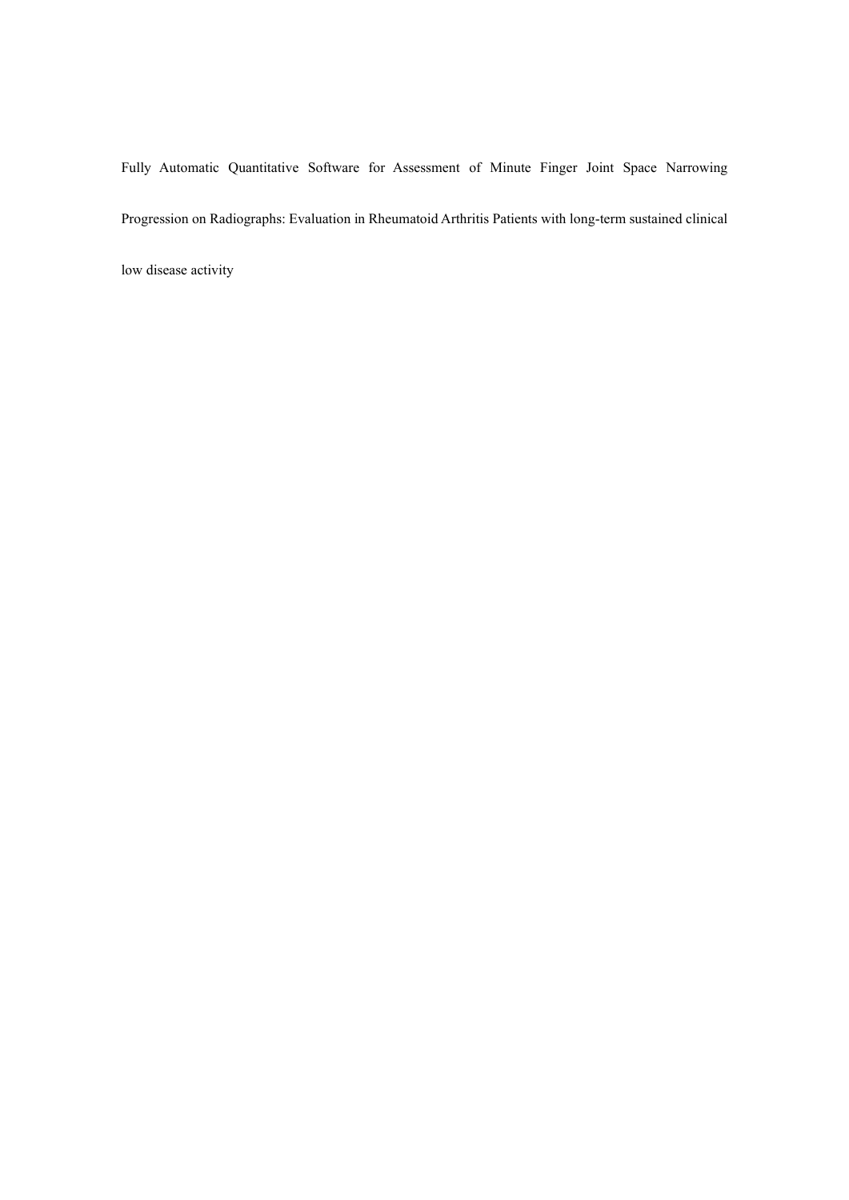Fully Automatic Quantitative Software for Assessment of Minute Finger Joint Space Narrowing Progression on Radiographs: Evaluation in Rheumatoid Arthritis Patients with long-term sustained clinical low disease activity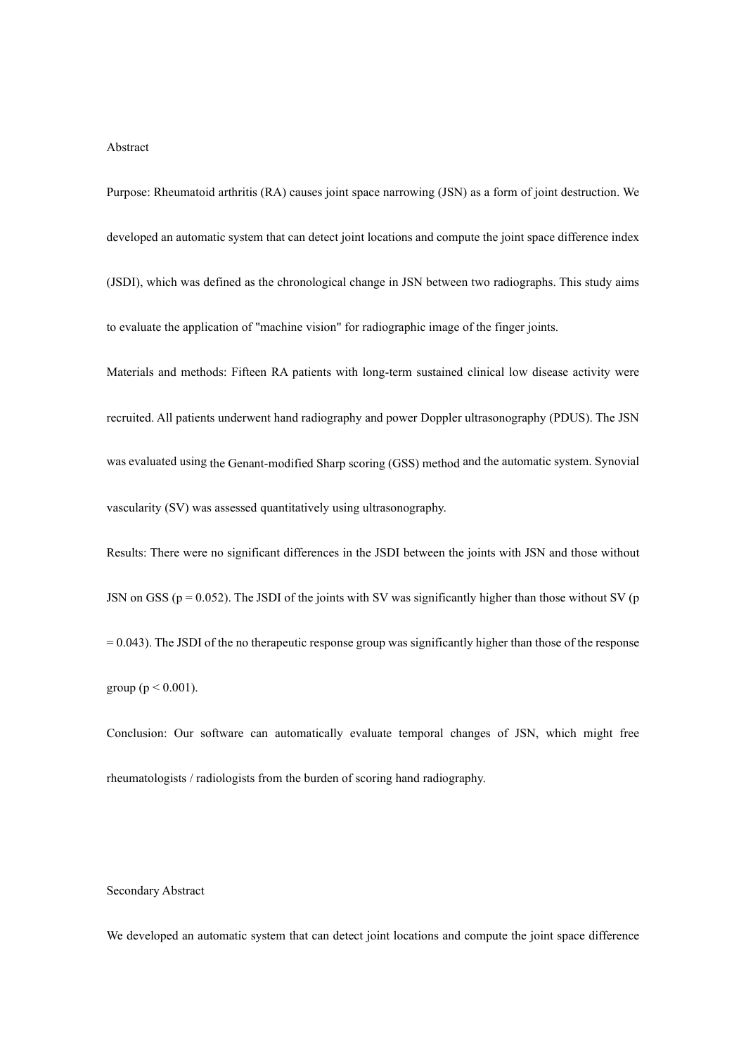## Abstract

Purpose: Rheumatoid arthritis (RA) causes joint space narrowing (JSN) as a form of joint destruction. We developed an automatic system that can detect joint locations and compute the joint space difference index (JSDI), which was defined as the chronological change in JSN between two radiographs. This study aims to evaluate the application of "machine vision" for radiographic image of the finger joints.

Materials and methods: Fifteen RA patients with long-term sustained clinical low disease activity were recruited. All patients underwent hand radiography and power Doppler ultrasonography (PDUS). The JSN was evaluated using the Genant-modified Sharp scoring (GSS) method and the automatic system. Synovial vascularity (SV) was assessed quantitatively using ultrasonography.

Results: There were no significant differences in the JSDI between the joints with JSN and those without JSN on GSS ($p = 0.052$). The JSDI of the joints with SV was significantly higher than those without SV ($p = 0.043$). The JSDI of the no therapeutic response group was significantly higher than those of the response group ($p < 0.001$).

Conclusion: Our software can automatically evaluate temporal changes of JSN, which might free rheumatologists / radiologists from the burden of scoring hand radiography.

## Secondary Abstract

We developed an automatic system that can detect joint locations and compute the joint space difference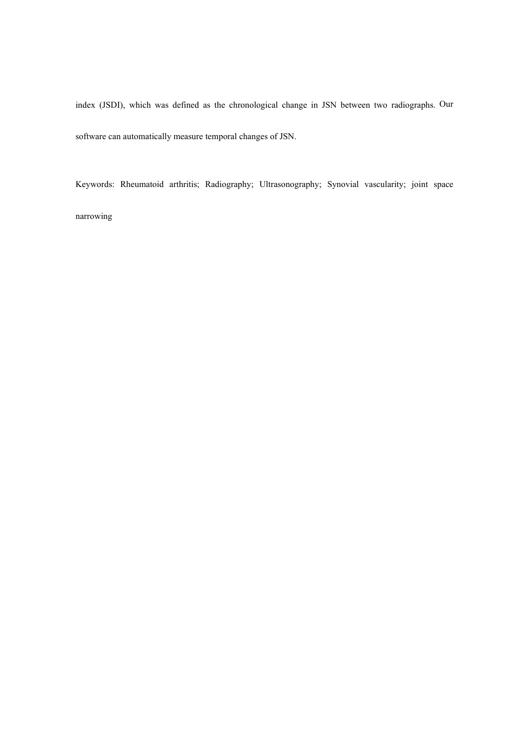index (JSDI), which was defined as the chronological change in JSN between two radiographs. Our software can automatically measure temporal changes of JSN.

Keywords: Rheumatoid arthritis; Radiography; Ultrasonography; Synovial vascularity; joint space narrowing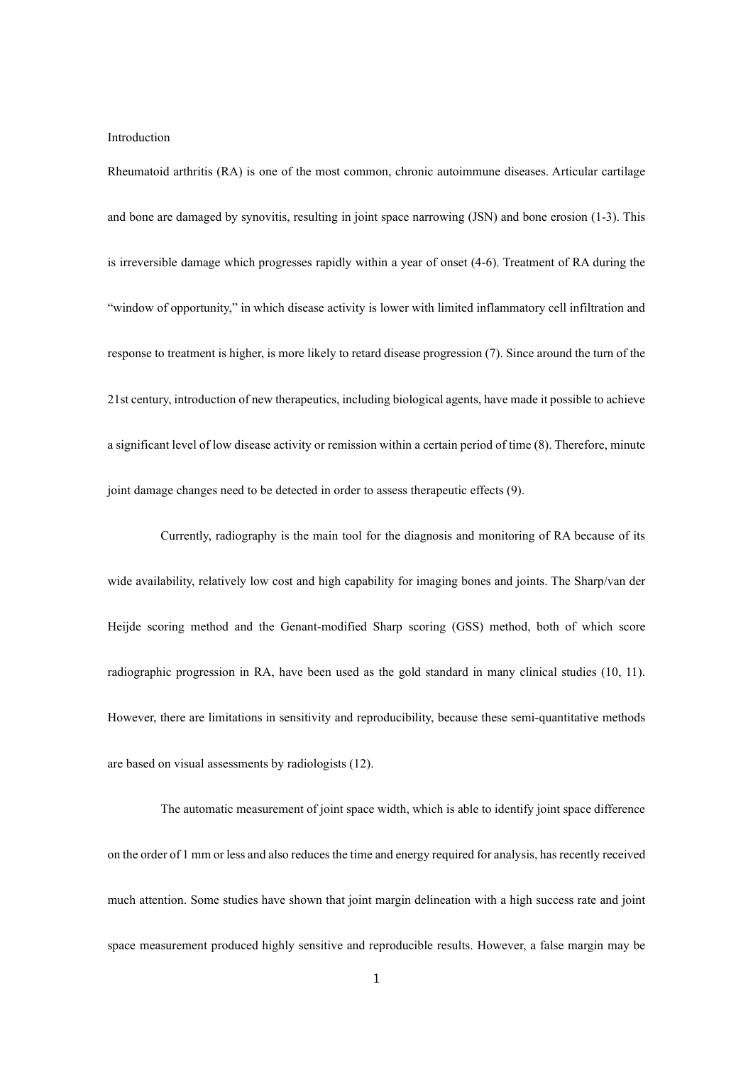## Introduction

Rheumatoid arthritis (RA) is one of the most common, chronic autoimmune diseases. Articular cartilage and bone are damaged by synovitis, resulting in joint space narrowing (JSN) and bone erosion (1-3). This is irreversible damage which progresses rapidly within a year of onset (4-6). Treatment of RA during the "window of opportunity," in which disease activity is lower with limited inflammatory cell infiltration and response to treatment is higher, is more likely to retard disease progression (7). Since around the turn of the 21st century, introduction of new therapeutics, including biological agents, have made it possible to achieve a significant level of low disease activity or remission within a certain period of time (8). Therefore, minute joint damage changes need to be detected in order to assess therapeutic effects (9).

Currently, radiography is the main tool for the diagnosis and monitoring of RA because of its wide availability, relatively low cost and high capability for imaging bones and joints. The Sharp/van der Heijde scoring method and the Genant-modified Sharp scoring (GSS) method, both of which score radiographic progression in RA, have been used as the gold standard in many clinical studies (10, 11). However, there are limitations in sensitivity and reproducibility, because these semi-quantitative methods are based on visual assessments by radiologists (12).

The automatic measurement of joint space width, which is able to identify joint space difference on the order of 1 mm or less and also reduces the time and energy required for analysis, has recently received much attention. Some studies have shown that joint margin delineation with a high success rate and joint space measurement produced highly sensitive and reproducible results. However, a false margin may be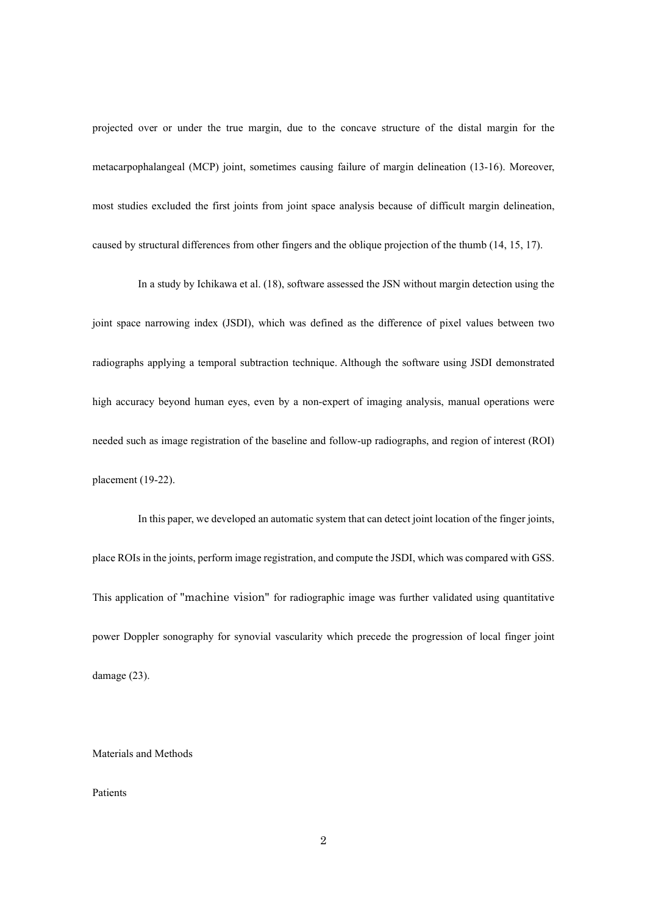projected over or under the true margin, due to the concave structure of the distal margin for the metacarpophalangeal (MCP) joint, sometimes causing failure of margin delineation (13-16). Moreover, most studies excluded the first joints from joint space analysis because of difficult margin delineation, caused by structural differences from other fingers and the oblique projection of the thumb (14, 15, 17).

In a study by Ichikawa et al. (18), software assessed the JSN without margin detection using the joint space narrowing index (JSDI), which was defined as the difference of pixel values between two radiographs applying a temporal subtraction technique. Although the software using JSDI demonstrated high accuracy beyond human eyes, even by a non-expert of imaging analysis, manual operations were needed such as image registration of the baseline and follow-up radiographs, and region of interest (ROI) placement (19-22).

In this paper, we developed an automatic system that can detect joint location of the finger joints, place ROIs in the joints, perform image registration, and compute the JSDI, which was compared with GSS. This application of "machine vision" for radiographic image was further validated using quantitative power Doppler sonography for synovial vascularity which precede the progression of local finger joint damage (23).

## Materials and Methods

### Patients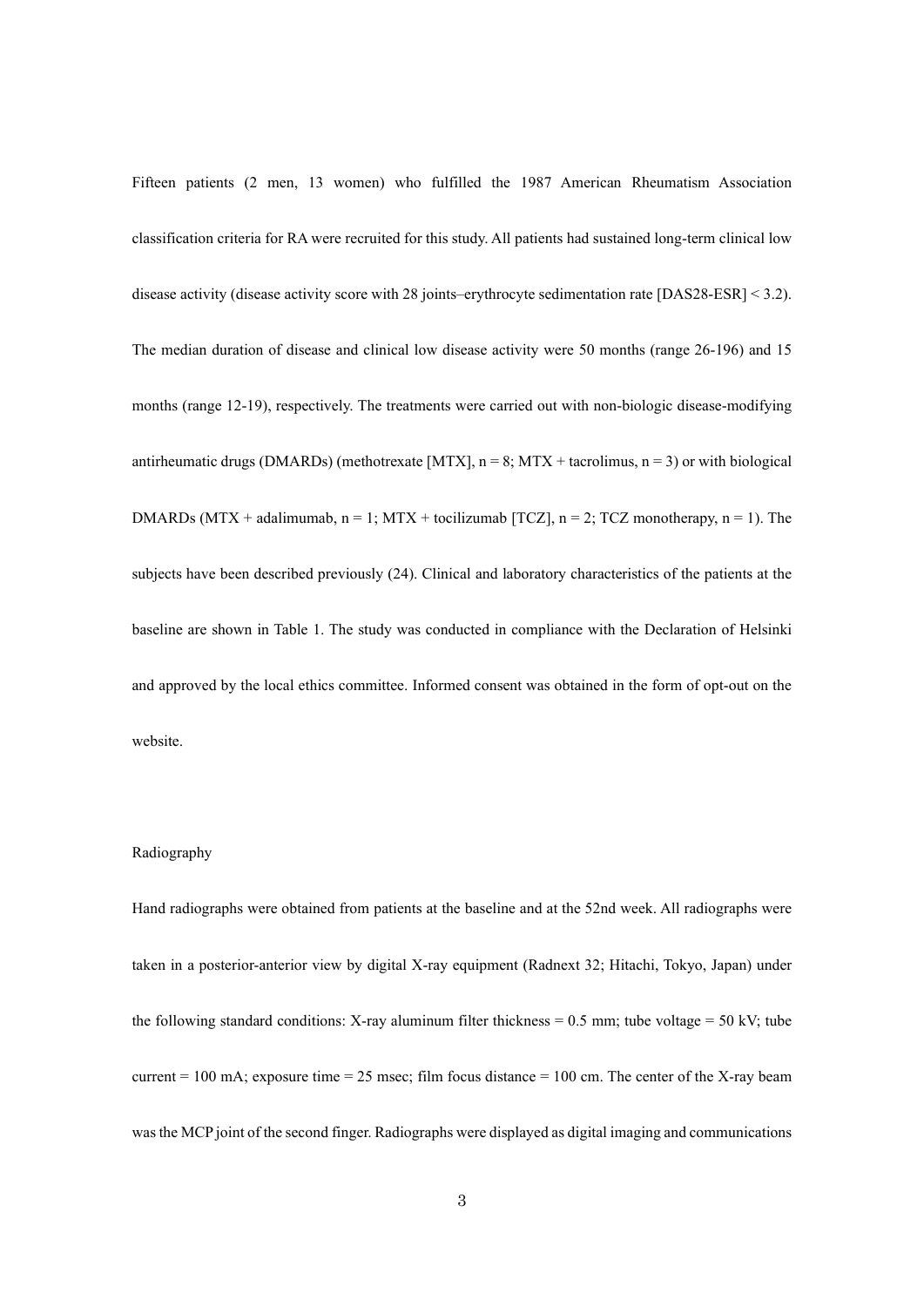Fifteen patients (2 men, 13 women) who fulfilled the 1987 American Rheumatism Association classification criteria for RA were recruited for this study. All patients had sustained long-term clinical low disease activity (disease activity score with 28 joints–erythrocyte sedimentation rate [DAS28-ESR] < 3.2). The median duration of disease and clinical low disease activity were 50 months (range 26-196) and 15 months (range 12-19), respectively. The treatments were carried out with non-biologic disease-modifying antirheumatic drugs (DMARDs) (methotrexate [MTX], n = 8; MTX + tacrolimus, n = 3) or with biological DMARDs (MTX + adalimumab, n = 1; MTX + tocilizumab [TCZ], n = 2; TCZ monotherapy, n = 1). The subjects have been described previously (24). Clinical and laboratory characteristics of the patients at the baseline are shown in Table 1. The study was conducted in compliance with the Declaration of Helsinki and approved by the local ethics committee. Informed consent was obtained in the form of opt-out on the website.

## Radiography

Hand radiographs were obtained from patients at the baseline and at the 52nd week. All radiographs were taken in a posterior-anterior view by digital X-ray equipment (Radnext 32; Hitachi, Tokyo, Japan) under the following standard conditions: X-ray aluminum filter thickness = 0.5 mm; tube voltage = 50 kV; tube current = 100 mA; exposure time = 25 msec; film focus distance = 100 cm. The center of the X-ray beam was the MCP joint of the second finger. Radiographs were displayed as digital imaging and communications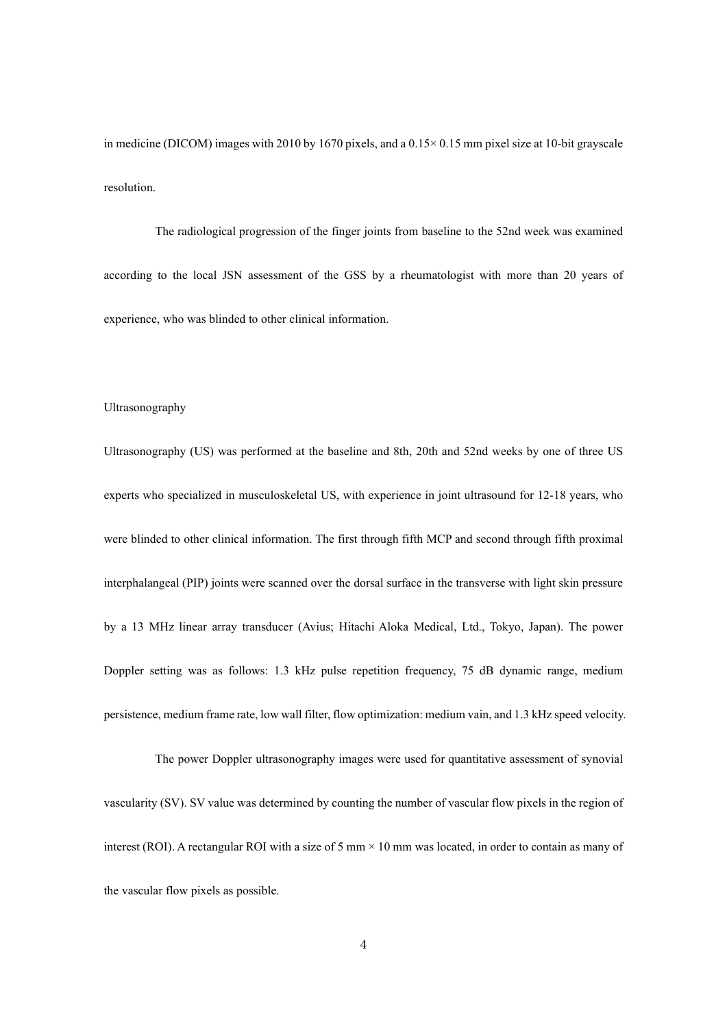in medicine (DICOM) images with 2010 by 1670 pixels, and a 0.15× 0.15 mm pixel size at 10-bit grayscale resolution.

The radiological progression of the finger joints from baseline to the 52nd week was examined according to the local JSN assessment of the GSS by a rheumatologist with more than 20 years of experience, who was blinded to other clinical information.

## Ultrasonography

Ultrasonography (US) was performed at the baseline and 8th, 20th and 52nd weeks by one of three US experts who specialized in musculoskeletal US, with experience in joint ultrasound for 12-18 years, who were blinded to other clinical information. The first through fifth MCP and second through fifth proximal interphalangeal (PIP) joints were scanned over the dorsal surface in the transverse with light skin pressure by a 13 MHz linear array transducer (Avius; Hitachi Aloka Medical, Ltd., Tokyo, Japan). The power Doppler setting was as follows: 1.3 kHz pulse repetition frequency, 75 dB dynamic range, medium persistence, medium frame rate, low wall filter, flow optimization: medium vain, and 1.3 kHz speed velocity.

The power Doppler ultrasonography images were used for quantitative assessment of synovial vascularity (SV). SV value was determined by counting the number of vascular flow pixels in the region of interest (ROI). A rectangular ROI with a size of 5 mm × 10 mm was located, in order to contain as many of the vascular flow pixels as possible.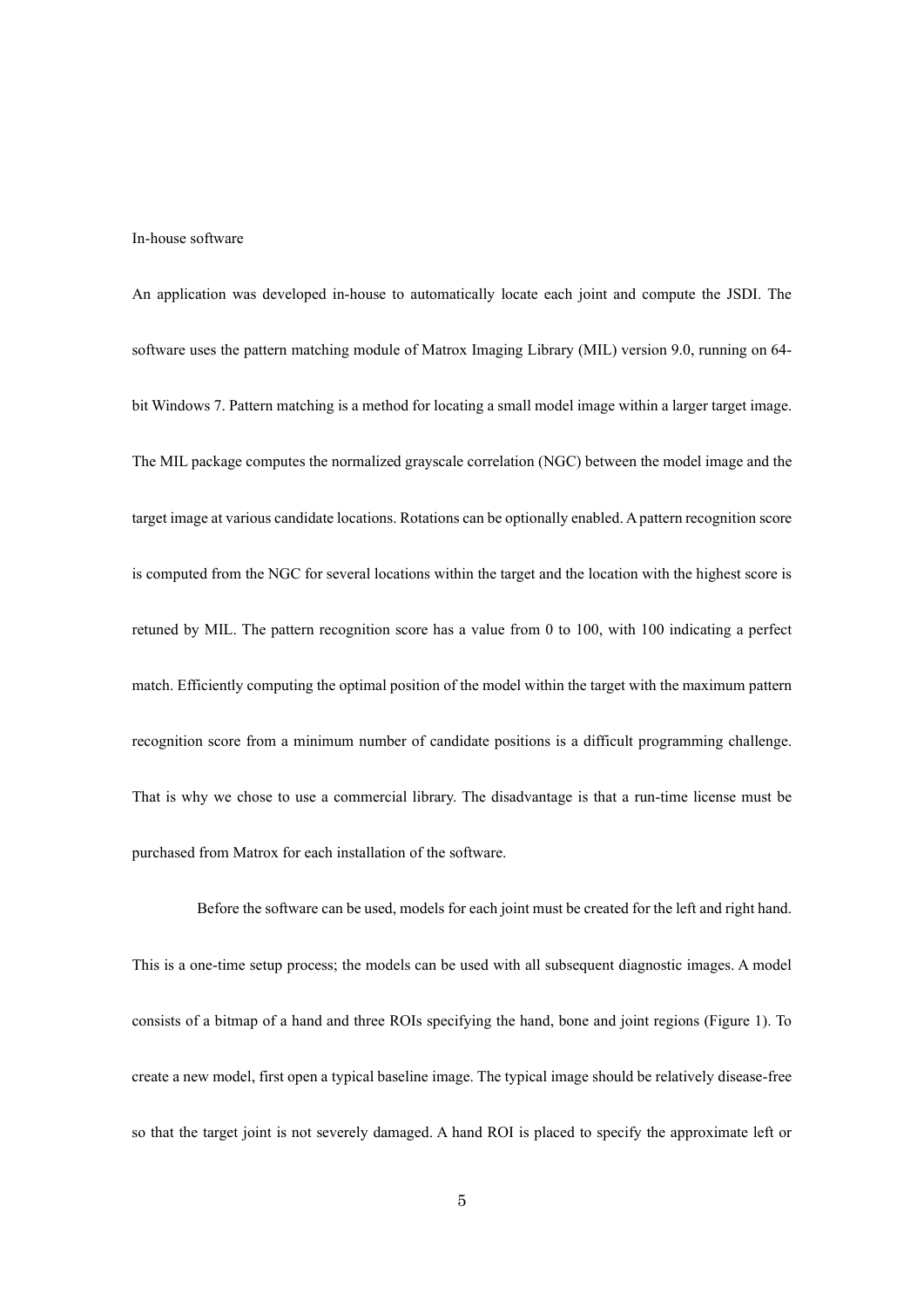In-house software

An application was developed in-house to automatically locate each joint and compute the JSDI. The software uses the pattern matching module of Matrox Imaging Library (MIL) version 9.0, running on 64-bit Windows 7. Pattern matching is a method for locating a small model image within a larger target image. The MIL package computes the normalized grayscale correlation (NGC) between the model image and the target image at various candidate locations. Rotations can be optionally enabled. A pattern recognition score is computed from the NGC for several locations within the target and the location with the highest score is retuned by MIL. The pattern recognition score has a value from 0 to 100, with 100 indicating a perfect match. Efficiently computing the optimal position of the model within the target with the maximum pattern recognition score from a minimum number of candidate positions is a difficult programming challenge. That is why we chose to use a commercial library. The disadvantage is that a run-time license must be purchased from Matrox for each installation of the software.

Before the software can be used, models for each joint must be created for the left and right hand. This is a one-time setup process; the models can be used with all subsequent diagnostic images. A model consists of a bitmap of a hand and three ROIs specifying the hand, bone and joint regions (Figure 1). To create a new model, first open a typical baseline image. The typical image should be relatively disease-free so that the target joint is not severely damaged. A hand ROI is placed to specify the approximate left or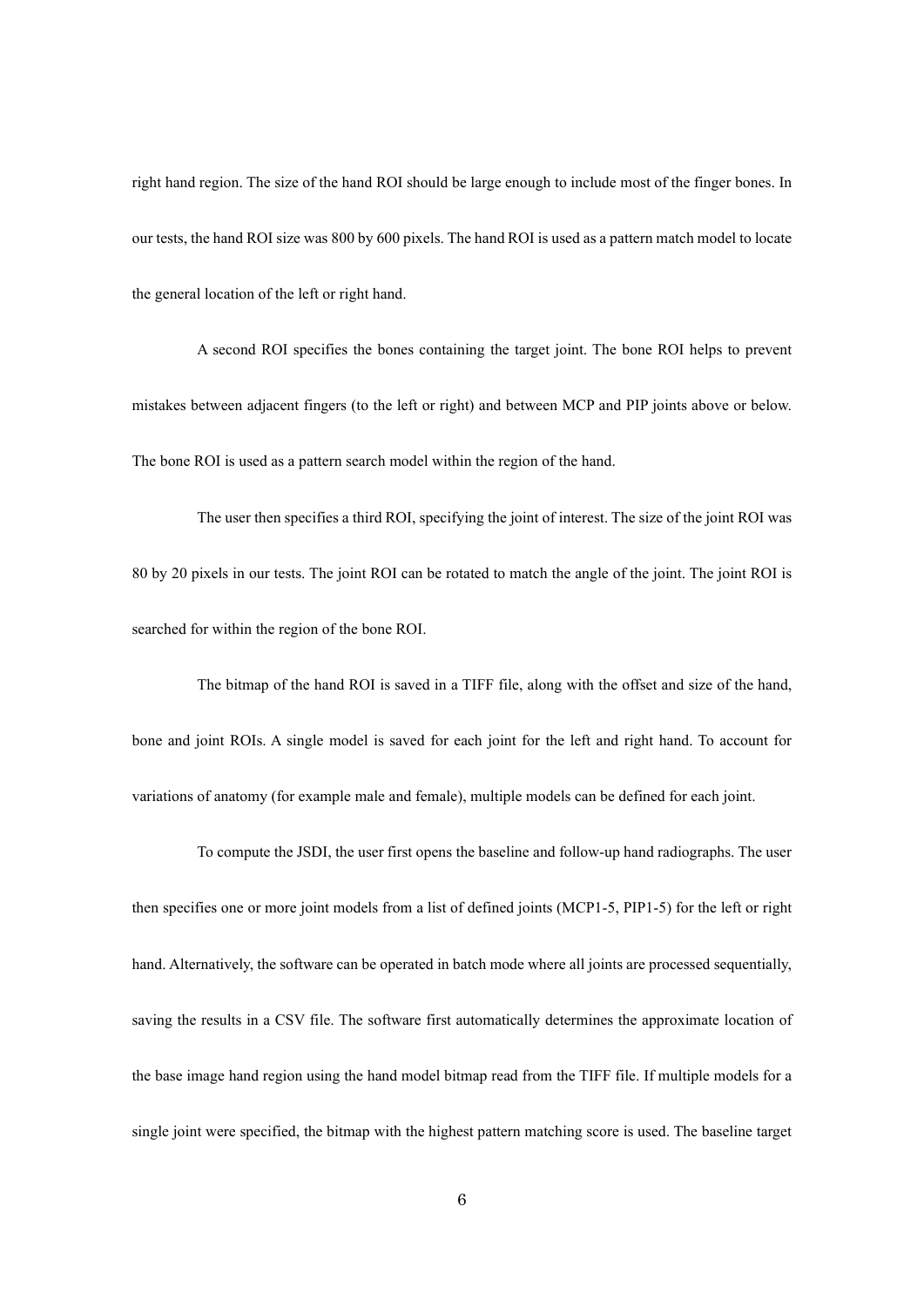right hand region. The size of the hand ROI should be large enough to include most of the finger bones. In our tests, the hand ROI size was 800 by 600 pixels. The hand ROI is used as a pattern match model to locate the general location of the left or right hand.

A second ROI specifies the bones containing the target joint. The bone ROI helps to prevent mistakes between adjacent fingers (to the left or right) and between MCP and PIP joints above or below. The bone ROI is used as a pattern search model within the region of the hand.

The user then specifies a third ROI, specifying the joint of interest. The size of the joint ROI was 80 by 20 pixels in our tests. The joint ROI can be rotated to match the angle of the joint. The joint ROI is searched for within the region of the bone ROI.

The bitmap of the hand ROI is saved in a TIFF file, along with the offset and size of the hand, bone and joint ROIs. A single model is saved for each joint for the left and right hand. To account for variations of anatomy (for example male and female), multiple models can be defined for each joint.

To compute the JSDI, the user first opens the baseline and follow-up hand radiographs. The user then specifies one or more joint models from a list of defined joints (MCP1-5, PIP1-5) for the left or right hand. Alternatively, the software can be operated in batch mode where all joints are processed sequentially, saving the results in a CSV file. The software first automatically determines the approximate location of the base image hand region using the hand model bitmap read from the TIFF file. If multiple models for a single joint were specified, the bitmap with the highest pattern matching score is used. The baseline target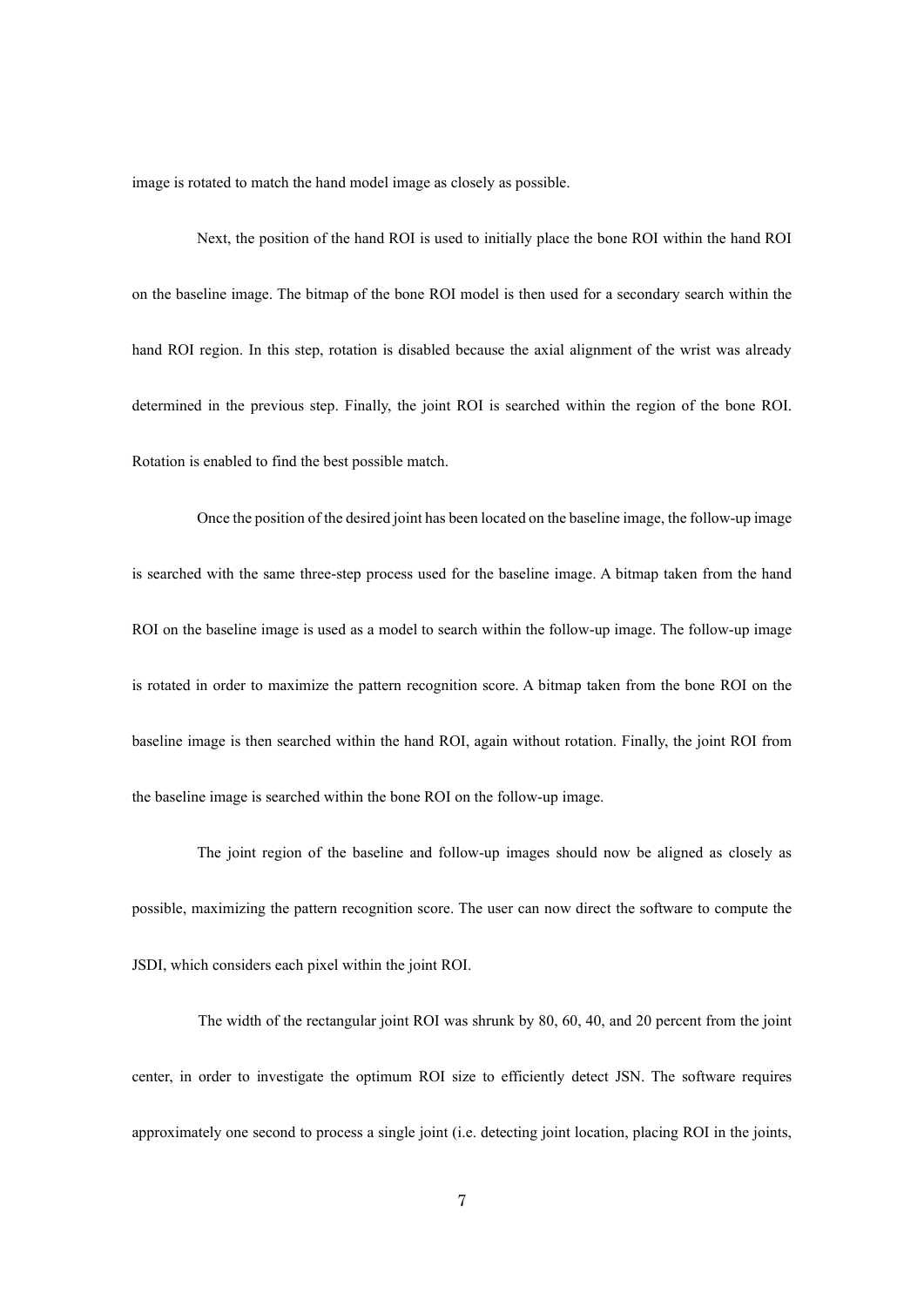image is rotated to match the hand model image as closely as possible.

Next, the position of the hand ROI is used to initially place the bone ROI within the hand ROI on the baseline image. The bitmap of the bone ROI model is then used for a secondary search within the hand ROI region. In this step, rotation is disabled because the axial alignment of the wrist was already determined in the previous step. Finally, the joint ROI is searched within the region of the bone ROI. Rotation is enabled to find the best possible match.

Once the position of the desired joint has been located on the baseline image, the follow-up image is searched with the same three-step process used for the baseline image. A bitmap taken from the hand ROI on the baseline image is used as a model to search within the follow-up image. The follow-up image is rotated in order to maximize the pattern recognition score. A bitmap taken from the bone ROI on the baseline image is then searched within the hand ROI, again without rotation. Finally, the joint ROI from the baseline image is searched within the bone ROI on the follow-up image.

The joint region of the baseline and follow-up images should now be aligned as closely as possible, maximizing the pattern recognition score. The user can now direct the software to compute the JSDI, which considers each pixel within the joint ROI.

The width of the rectangular joint ROI was shrunk by 80, 60, 40, and 20 percent from the joint center, in order to investigate the optimum ROI size to efficiently detect JSN. The software requires approximately one second to process a single joint (i.e. detecting joint location, placing ROI in the joints,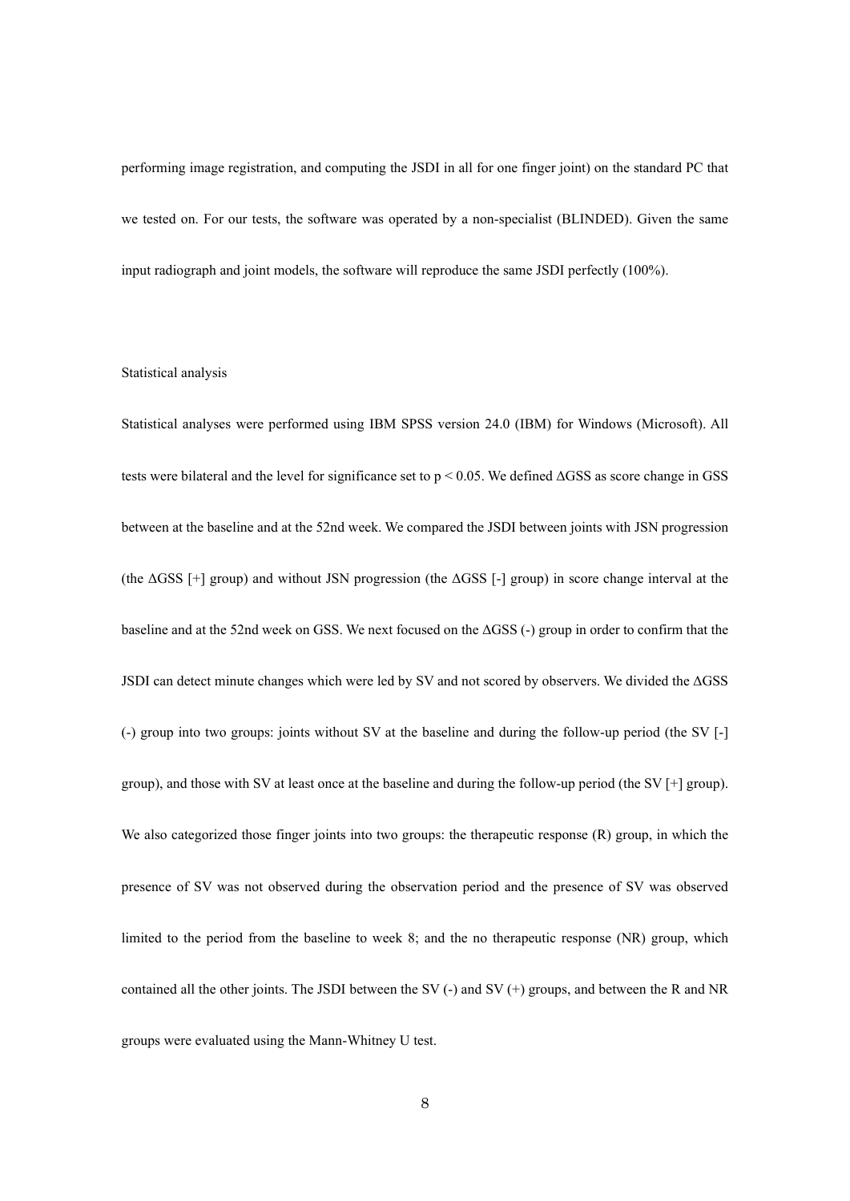performing image registration, and computing the JSDI in all for one finger joint) on the standard PC that we tested on. For our tests, the software was operated by a non-specialist (BLINDED). Given the same input radiograph and joint models, the software will reproduce the same JSDI perfectly (100%).

## Statistical analysis

Statistical analyses were performed using IBM SPSS version 24.0 (IBM) for Windows (Microsoft). All tests were bilateral and the level for significance set to $p < 0.05$. We defined ΔGSS as score change in GSS between at the baseline and at the 52nd week. We compared the JSDI between joints with JSN progression (the ΔGSS [+] group) and without JSN progression (the ΔGSS [-] group) in score change interval at the baseline and at the 52nd week on GSS. We next focused on the ΔGSS (-) group in order to confirm that the JSDI can detect minute changes which were led by SV and not scored by observers. We divided the ΔGSS (-) group into two groups: joints without SV at the baseline and during the follow-up period (the SV [-] group), and those with SV at least once at the baseline and during the follow-up period (the SV [+] group). We also categorized those finger joints into two groups: the therapeutic response (R) group, in which the presence of SV was not observed during the observation period and the presence of SV was observed limited to the period from the baseline to week 8; and the no therapeutic response (NR) group, which contained all the other joints. The JSDI between the SV (-) and SV (+) groups, and between the R and NR groups were evaluated using the Mann-Whitney U test.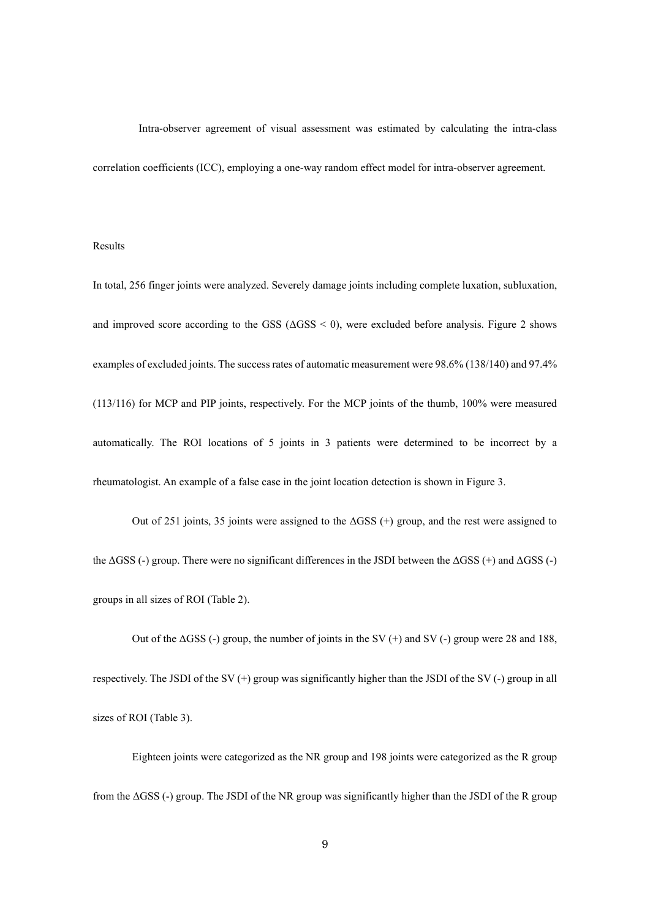Intra-observer agreement of visual assessment was estimated by calculating the intra-class correlation coefficients (ICC), employing a one-way random effect model for intra-observer agreement.

## Results

In total, 256 finger joints were analyzed. Severely damage joints including complete luxation, subluxation, and improved score according to the GSS ($\Delta$GSS < 0), were excluded before analysis. Figure 2 shows examples of excluded joints. The success rates of automatic measurement were 98.6% (138/140) and 97.4% (113/116) for MCP and PIP joints, respectively. For the MCP joints of the thumb, 100% were measured automatically. The ROI locations of 5 joints in 3 patients were determined to be incorrect by a rheumatologist. An example of a false case in the joint location detection is shown in Figure 3.

Out of 251 joints, 35 joints were assigned to the $\Delta$GSS (+) group, and the rest were assigned to the $\Delta$GSS (-) group. There were no significant differences in the JSDI between the $\Delta$GSS (+) and $\Delta$GSS (-) groups in all sizes of ROI (Table 2).

Out of the $\Delta$GSS (-) group, the number of joints in the SV (+) and SV (-) group were 28 and 188, respectively. The JSDI of the SV (+) group was significantly higher than the JSDI of the SV (-) group in all sizes of ROI (Table 3).

Eighteen joints were categorized as the NR group and 198 joints were categorized as the R group from the $\Delta$GSS (-) group. The JSDI of the NR group was significantly higher than the JSDI of the R group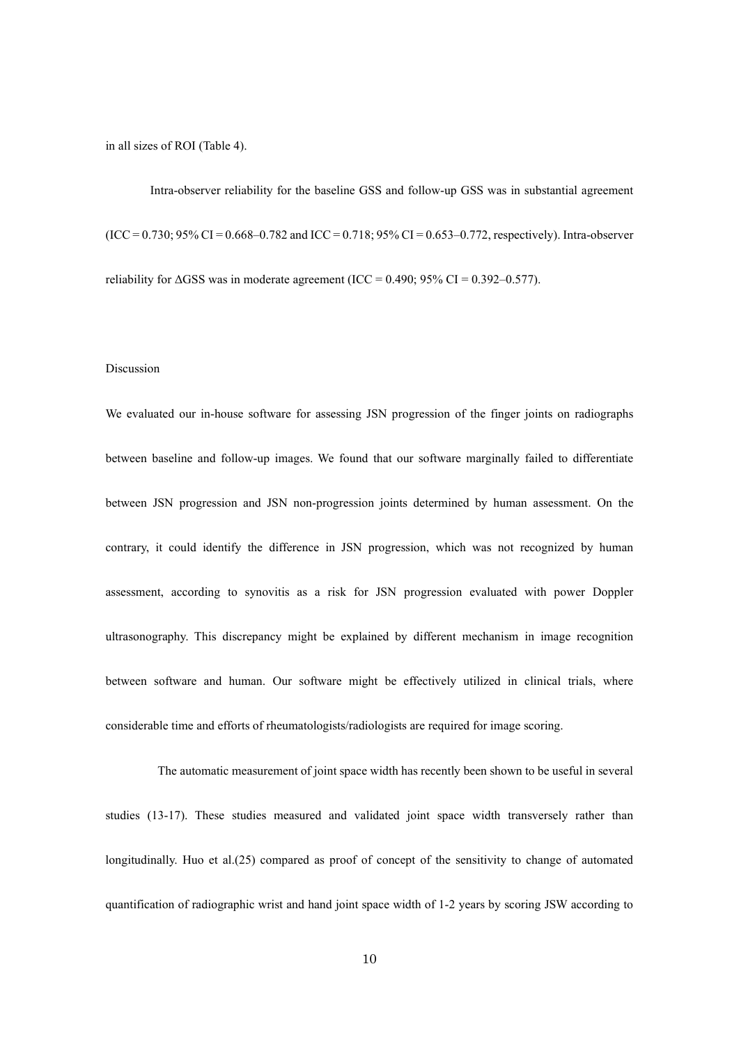in all sizes of ROI (Table 4).

Intra-observer reliability for the baseline GSS and follow-up GSS was in substantial agreement (ICC = 0.730; 95% CI = 0.668–0.782 and ICC = 0.718; 95% CI = 0.653–0.772, respectively). Intra-observer reliability for ΔGSS was in moderate agreement (ICC = 0.490; 95% CI = 0.392–0.577).

## Discussion

We evaluated our in-house software for assessing JSN progression of the finger joints on radiographs between baseline and follow-up images. We found that our software marginally failed to differentiate between JSN progression and JSN non-progression joints determined by human assessment. On the contrary, it could identify the difference in JSN progression, which was not recognized by human assessment, according to synovitis as a risk for JSN progression evaluated with power Doppler ultrasonography. This discrepancy might be explained by different mechanism in image recognition between software and human. Our software might be effectively utilized in clinical trials, where considerable time and efforts of rheumatologists/radiologists are required for image scoring.

The automatic measurement of joint space width has recently been shown to be useful in several studies (13-17). These studies measured and validated joint space width transversely rather than longitudinally. Huo et al.(25) compared as proof of concept of the sensitivity to change of automated quantification of radiographic wrist and hand joint space width of 1-2 years by scoring JSW according to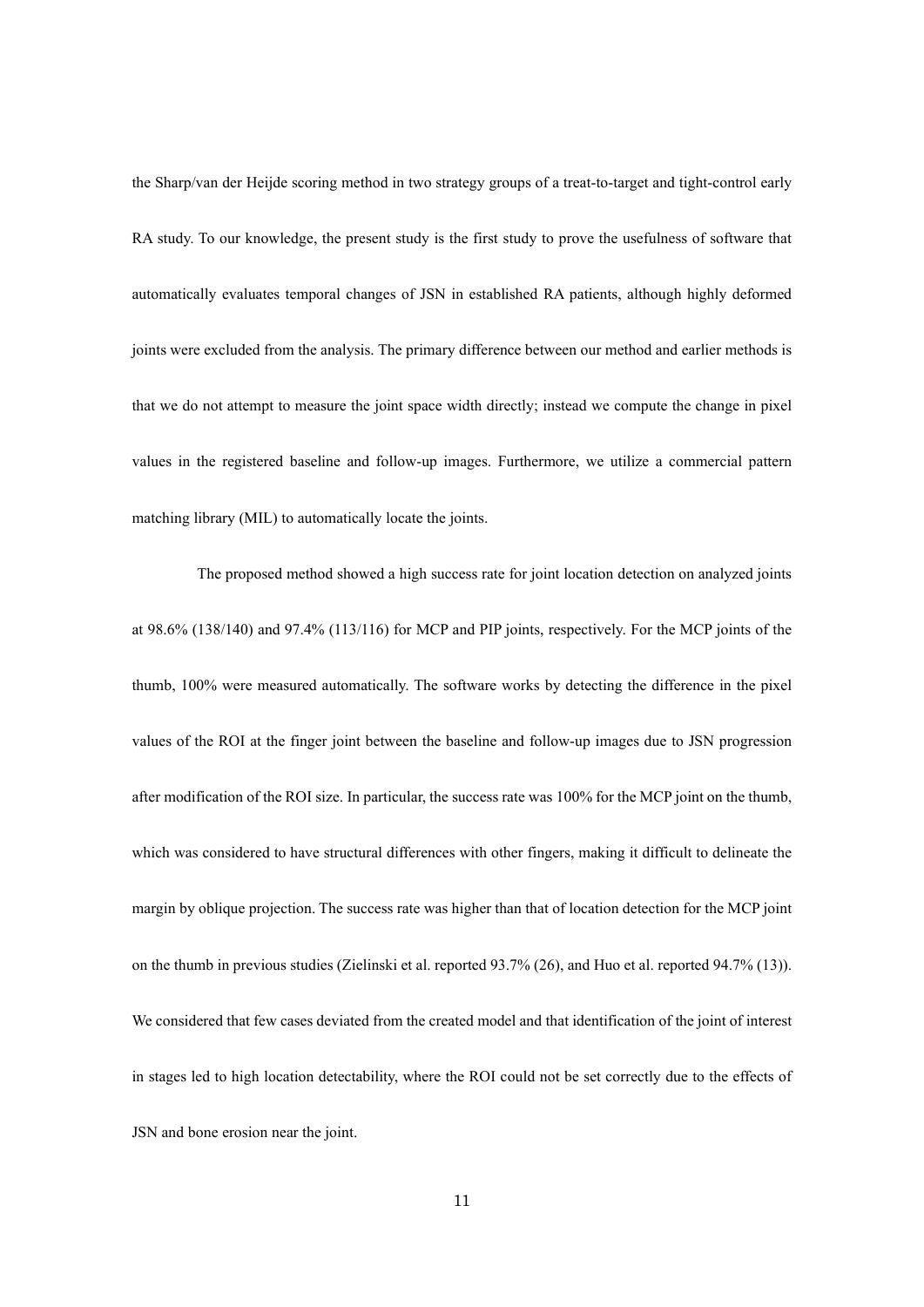the Sharp/van der Heijde scoring method in two strategy groups of a treat-to-target and tight-control early RA study. To our knowledge, the present study is the first study to prove the usefulness of software that automatically evaluates temporal changes of JSN in established RA patients, although highly deformed joints were excluded from the analysis. The primary difference between our method and earlier methods is that we do not attempt to measure the joint space width directly; instead we compute the change in pixel values in the registered baseline and follow-up images. Furthermore, we utilize a commercial pattern matching library (MIL) to automatically locate the joints.

The proposed method showed a high success rate for joint location detection on analyzed joints at 98.6% (138/140) and 97.4% (113/116) for MCP and PIP joints, respectively. For the MCP joints of the thumb, 100% were measured automatically. The software works by detecting the difference in the pixel values of the ROI at the finger joint between the baseline and follow-up images due to JSN progression after modification of the ROI size. In particular, the success rate was 100% for the MCP joint on the thumb, which was considered to have structural differences with other fingers, making it difficult to delineate the margin by oblique projection. The success rate was higher than that of location detection for the MCP joint on the thumb in previous studies (Zielinski et al. reported 93.7% (26), and Huo et al. reported 94.7% (13)). We considered that few cases deviated from the created model and that identification of the joint of interest in stages led to high location detectability, where the ROI could not be set correctly due to the effects of JSN and bone erosion near the joint.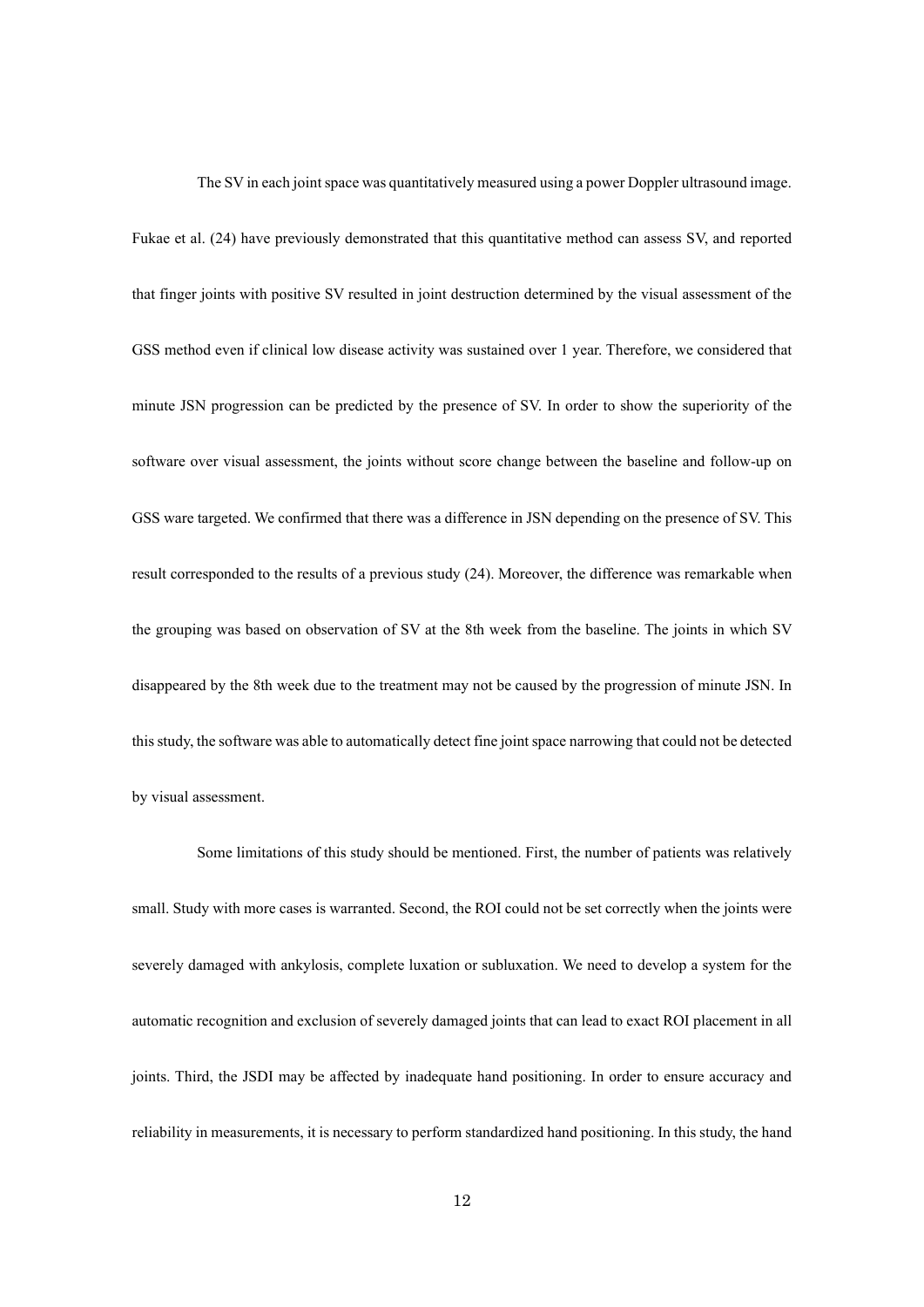The SV in each joint space was quantitatively measured using a power Doppler ultrasound image. Fukae et al. (24) have previously demonstrated that this quantitative method can assess SV, and reported that finger joints with positive SV resulted in joint destruction determined by the visual assessment of the GSS method even if clinical low disease activity was sustained over 1 year. Therefore, we considered that minute JSN progression can be predicted by the presence of SV. In order to show the superiority of the software over visual assessment, the joints without score change between the baseline and follow-up on GSS ware targeted. We confirmed that there was a difference in JSN depending on the presence of SV. This result corresponded to the results of a previous study (24). Moreover, the difference was remarkable when the grouping was based on observation of SV at the 8th week from the baseline. The joints in which SV disappeared by the 8th week due to the treatment may not be caused by the progression of minute JSN. In this study, the software was able to automatically detect fine joint space narrowing that could not be detected by visual assessment.

Some limitations of this study should be mentioned. First, the number of patients was relatively small. Study with more cases is warranted. Second, the ROI could not be set correctly when the joints were severely damaged with ankylosis, complete luxation or subluxation. We need to develop a system for the automatic recognition and exclusion of severely damaged joints that can lead to exact ROI placement in all joints. Third, the JSDI may be affected by inadequate hand positioning. In order to ensure accuracy and reliability in measurements, it is necessary to perform standardized hand positioning. In this study, the hand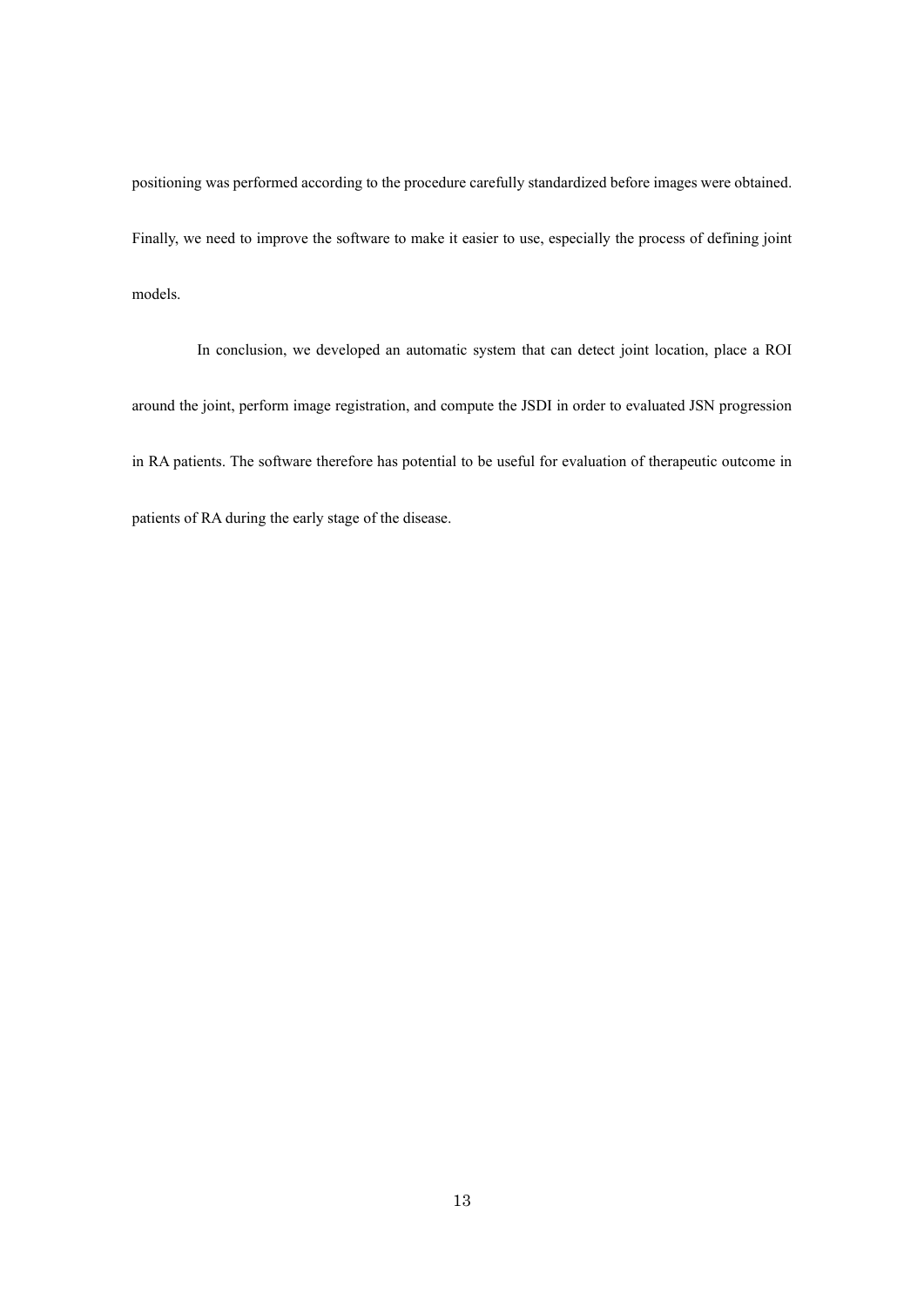positioning was performed according to the procedure carefully standardized before images were obtained. Finally, we need to improve the software to make it easier to use, especially the process of defining joint models.

In conclusion, we developed an automatic system that can detect joint location, place a ROI around the joint, perform image registration, and compute the JSDI in order to evaluated JSN progression in RA patients. The software therefore has potential to be useful for evaluation of therapeutic outcome in patients of RA during the early stage of the disease.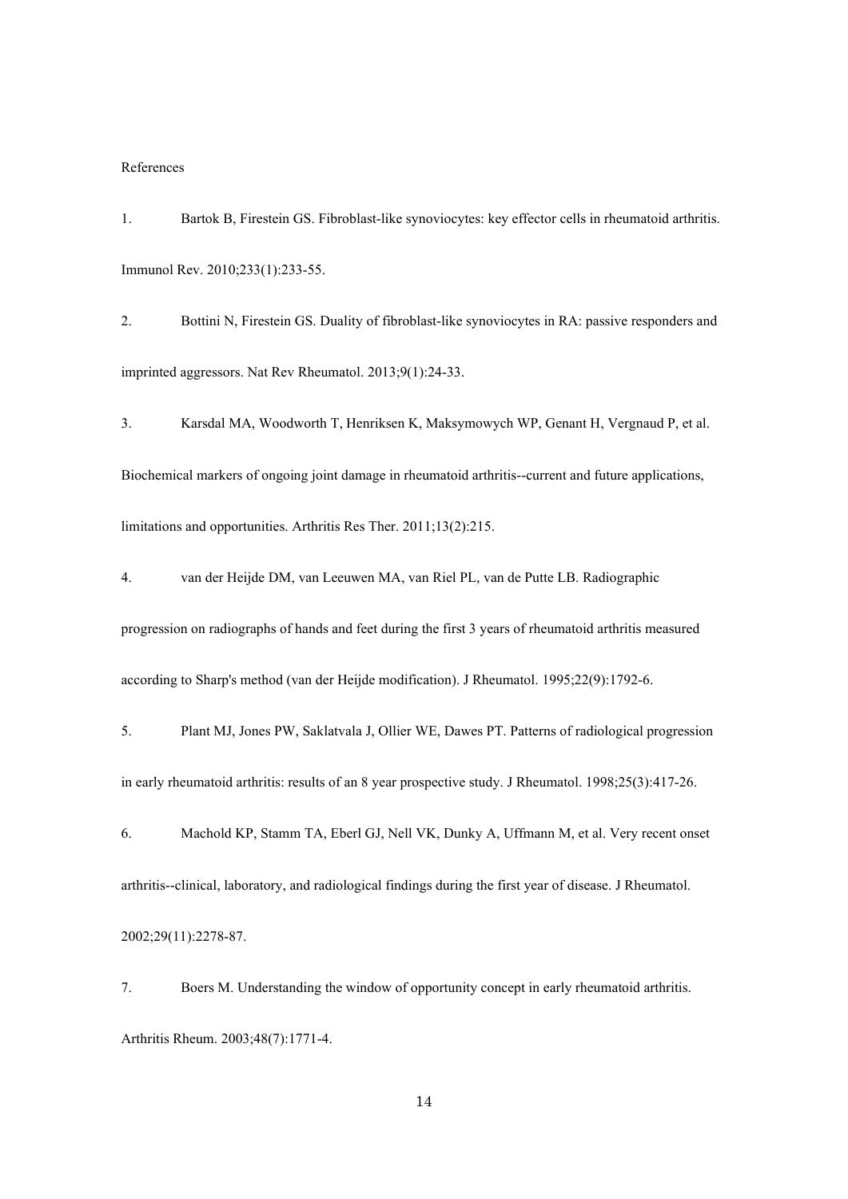References

1. Bartok B, Firestein GS. Fibroblast-like synoviocytes: key effector cells in rheumatoid arthritis. Immunol Rev. 2010;233(1):233-55.

2. Bottini N, Firestein GS. Duality of fibroblast-like synoviocytes in RA: passive responders and imprinted aggressors. Nat Rev Rheumatol. 2013;9(1):24-33.

3. Karsdal MA, Woodworth T, Henriksen K, Maksymowych WP, Genant H, Vergnaud P, et al. Biochemical markers of ongoing joint damage in rheumatoid arthritis--current and future applications, limitations and opportunities. Arthritis Res Ther. 2011;13(2):215.

4. van der Heijde DM, van Leeuwen MA, van Riel PL, van de Putte LB. Radiographic progression on radiographs of hands and feet during the first 3 years of rheumatoid arthritis measured according to Sharp's method (van der Heijde modification). J Rheumatol. 1995;22(9):1792-6.

5. Plant MJ, Jones PW, Saklatvala J, Ollier WE, Dawes PT. Patterns of radiological progression in early rheumatoid arthritis: results of an 8 year prospective study. J Rheumatol. 1998;25(3):417-26.

6. Machold KP, Stamm TA, Eberl GJ, Nell VK, Dunky A, Uffmann M, et al. Very recent onset arthritis--clinical, laboratory, and radiological findings during the first year of disease. J Rheumatol. 2002;29(11):2278-87.

7. Boers M. Understanding the window of opportunity concept in early rheumatoid arthritis. Arthritis Rheum. 2003;48(7):1771-4.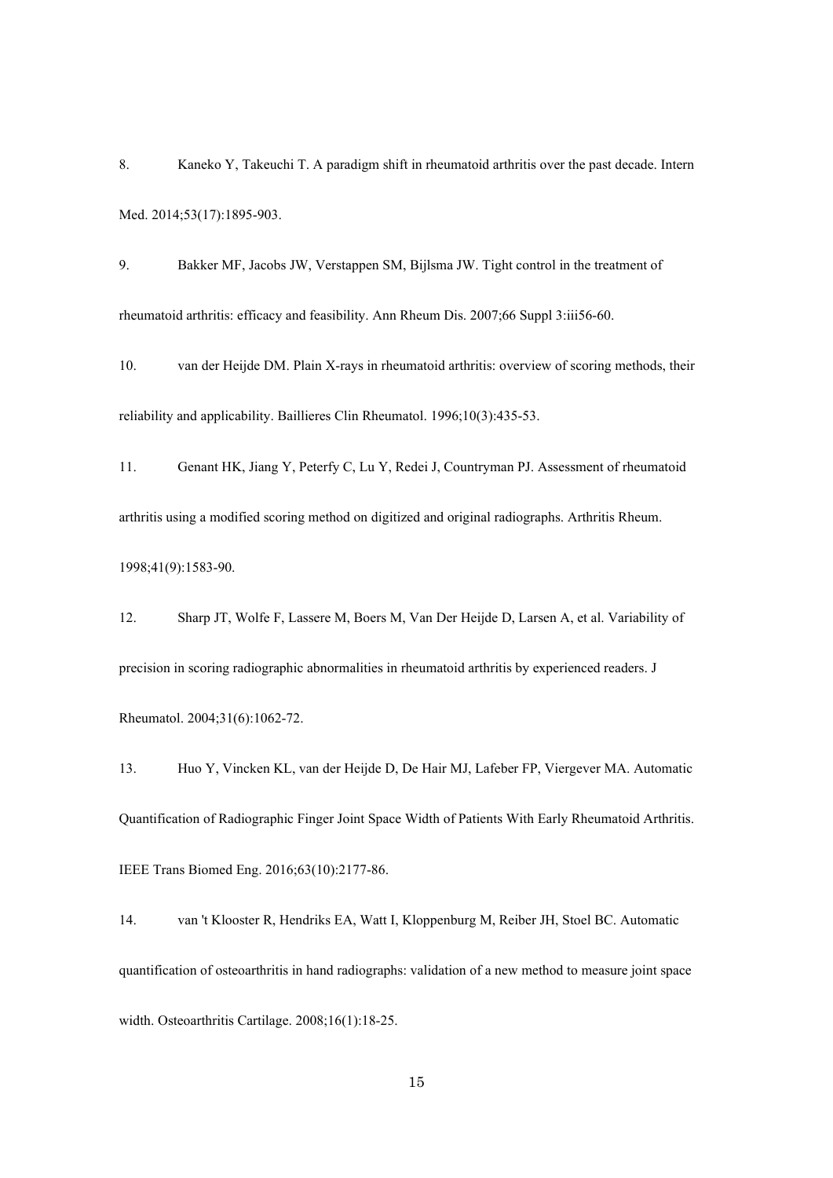8. Kaneko Y, Takeuchi T. A paradigm shift in rheumatoid arthritis over the past decade. Intern Med. 2014;53(17):1895-903.

9. Bakker MF, Jacobs JW, Verstappen SM, Bijlsma JW. Tight control in the treatment of rheumatoid arthritis: efficacy and feasibility. Ann Rheum Dis. 2007;66 Suppl 3:iii56-60.

10. van der Heijde DM. Plain X-rays in rheumatoid arthritis: overview of scoring methods, their reliability and applicability. Baillieres Clin Rheumatol. 1996;10(3):435-53.

11. Genant HK, Jiang Y, Peterfy C, Lu Y, Redei J, Countryman PJ. Assessment of rheumatoid arthritis using a modified scoring method on digitized and original radiographs. Arthritis Rheum. 1998;41(9):1583-90.

12. Sharp JT, Wolfe F, Lassere M, Boers M, Van Der Heijde D, Larsen A, et al. Variability of precision in scoring radiographic abnormalities in rheumatoid arthritis by experienced readers. J Rheumatol. 2004;31(6):1062-72.

13. Huo Y, Vincken KL, van der Heijde D, De Hair MJ, Lafeber FP, Viergever MA. Automatic Quantification of Radiographic Finger Joint Space Width of Patients With Early Rheumatoid Arthritis. IEEE Trans Biomed Eng. 2016;63(10):2177-86.

14. van 't Klooster R, Hendriks EA, Watt I, Kloppenburg M, Reiber JH, Stoel BC. Automatic quantification of osteoarthritis in hand radiographs: validation of a new method to measure joint space width. Osteoarthritis Cartilage. 2008;16(1):18-25.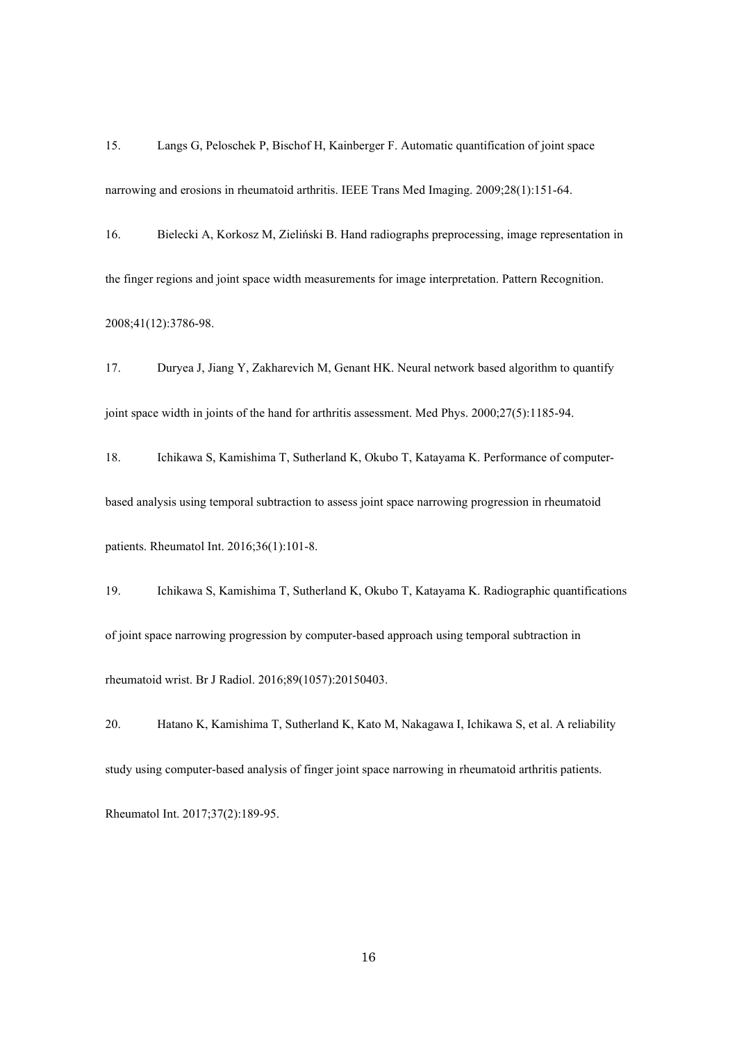15. Langs G, Peloschek P, Bischof H, Kainberger F. Automatic quantification of joint space narrowing and erosions in rheumatoid arthritis. IEEE Trans Med Imaging. 2009;28(1):151-64.

16. Bielecki A, Korkosz M, Zieliński B. Hand radiographs preprocessing, image representation in the finger regions and joint space width measurements for image interpretation. Pattern Recognition. 2008;41(12):3786-98.

17. Duryea J, Jiang Y, Zakharevich M, Genant HK. Neural network based algorithm to quantify joint space width in joints of the hand for arthritis assessment. Med Phys. 2000;27(5):1185-94.

18. Ichikawa S, Kamishima T, Sutherland K, Okubo T, Katayama K. Performance of computer-based analysis using temporal subtraction to assess joint space narrowing progression in rheumatoid patients. Rheumatol Int. 2016;36(1):101-8.

19. Ichikawa S, Kamishima T, Sutherland K, Okubo T, Katayama K. Radiographic quantifications of joint space narrowing progression by computer-based approach using temporal subtraction in rheumatoid wrist. Br J Radiol. 2016;89(1057):20150403.

20. Hatano K, Kamishima T, Sutherland K, Kato M, Nakagawa I, Ichikawa S, et al. A reliability study using computer-based analysis of finger joint space narrowing in rheumatoid arthritis patients. Rheumatol Int. 2017;37(2):189-95.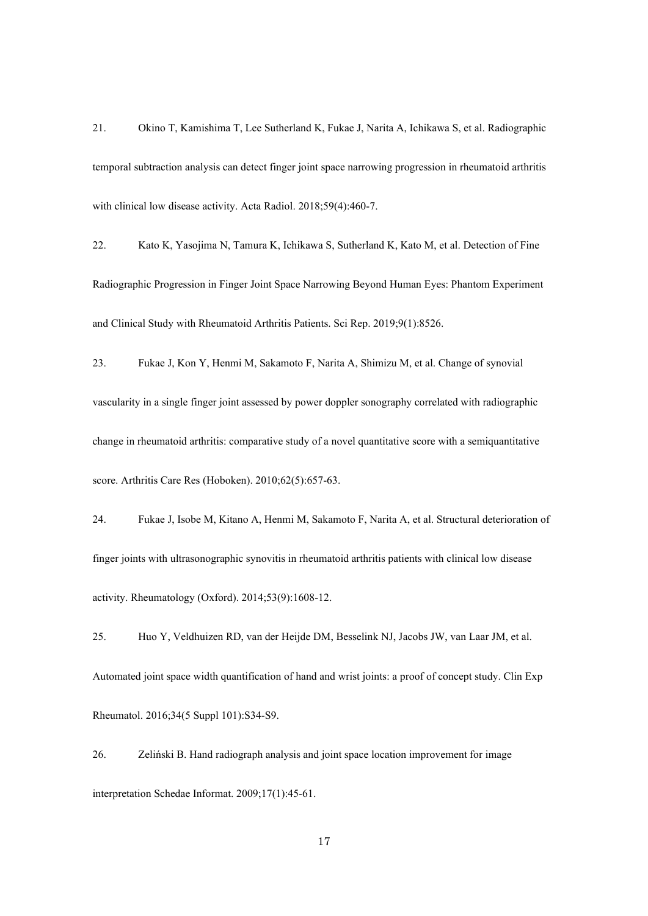21. Okino T, Kamishima T, Lee Sutherland K, Fukae J, Narita A, Ichikawa S, et al. Radiographic temporal subtraction analysis can detect finger joint space narrowing progression in rheumatoid arthritis with clinical low disease activity. Acta Radiol. 2018;59(4):460-7.

22. Kato K, Yasojima N, Tamura K, Ichikawa S, Sutherland K, Kato M, et al. Detection of Fine Radiographic Progression in Finger Joint Space Narrowing Beyond Human Eyes: Phantom Experiment and Clinical Study with Rheumatoid Arthritis Patients. Sci Rep. 2019;9(1):8526.

23. Fukae J, Kon Y, Henmi M, Sakamoto F, Narita A, Shimizu M, et al. Change of synovial vascularity in a single finger joint assessed by power doppler sonography correlated with radiographic change in rheumatoid arthritis: comparative study of a novel quantitative score with a semiquantitative score. Arthritis Care Res (Hoboken). 2010;62(5):657-63.

24. Fukae J, Isobe M, Kitano A, Henmi M, Sakamoto F, Narita A, et al. Structural deterioration of finger joints with ultrasonographic synovitis in rheumatoid arthritis patients with clinical low disease activity. Rheumatology (Oxford). 2014;53(9):1608-12.

25. Huo Y, Veldhuizen RD, van der Heijde DM, Besselink NJ, Jacobs JW, van Laar JM, et al. Automated joint space width quantification of hand and wrist joints: a proof of concept study. Clin Exp Rheumatol. 2016;34(5 Suppl 101):S34-S9.

26. Zieliński B. Hand radiograph analysis and joint space location improvement for image interpretation Schedae Informat. 2009;17(1):45-61.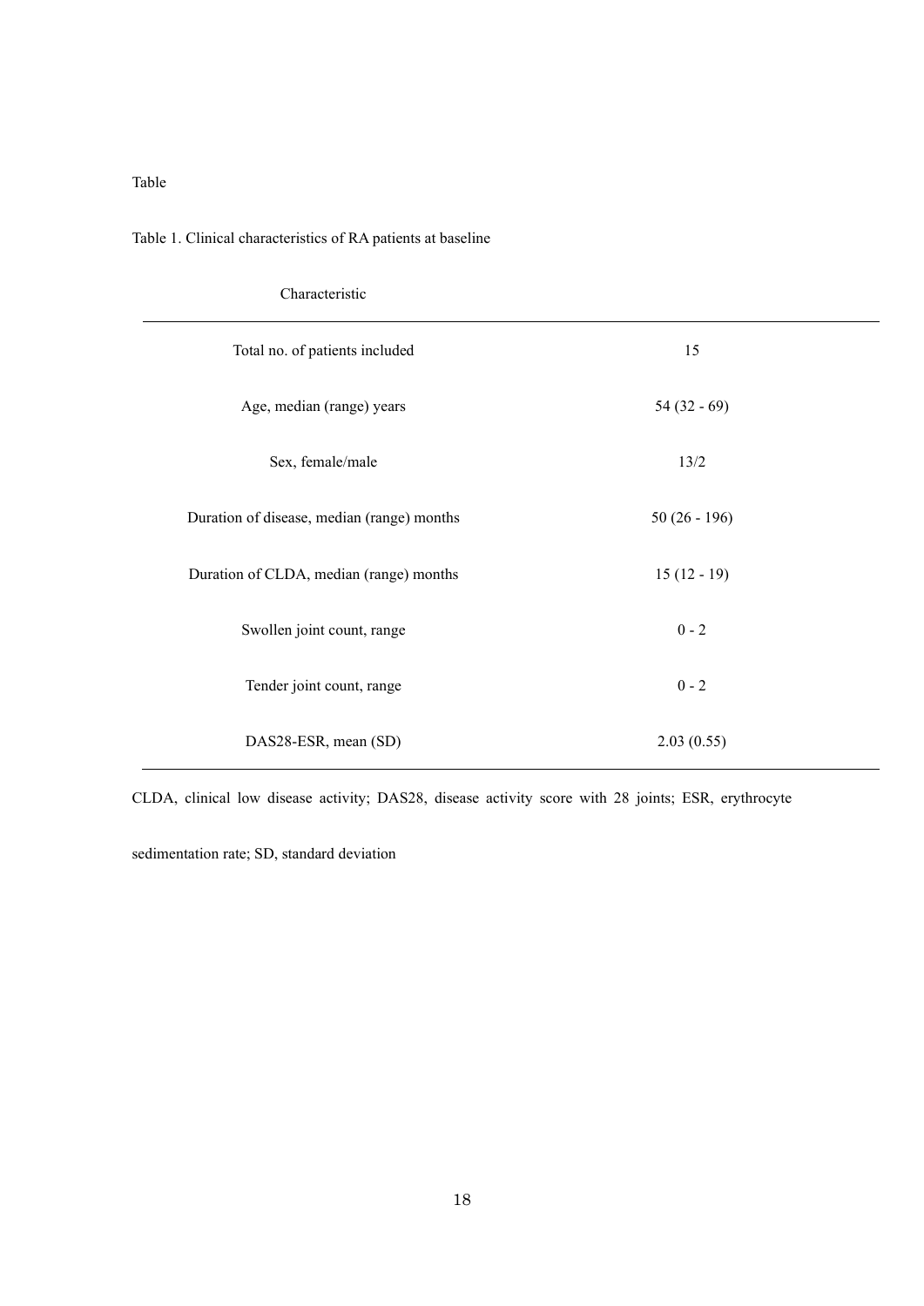Table

Table 1. Clinical characteristics of RA patients at baseline

| Characteristic | |
|---|---|
| Total no. of patients included | 15 |
| Age, median (range) years | 54 (32 - 69) |
| Sex, female/male | 13/2 |
| Duration of disease, median (range) months | 50 (26 - 196) |
| Duration of CLDA, median (range) months | 15 (12 - 19) |
| Swollen joint count, range | 0 - 2 |
| Tender joint count, range | 0 - 2 |
| DAS28-ESR, mean (SD) | 2.03 (0.55) |

CLDA, clinical low disease activity; DAS28, disease activity score with 28 joints; ESR, erythrocyte sedimentation rate; SD, standard deviation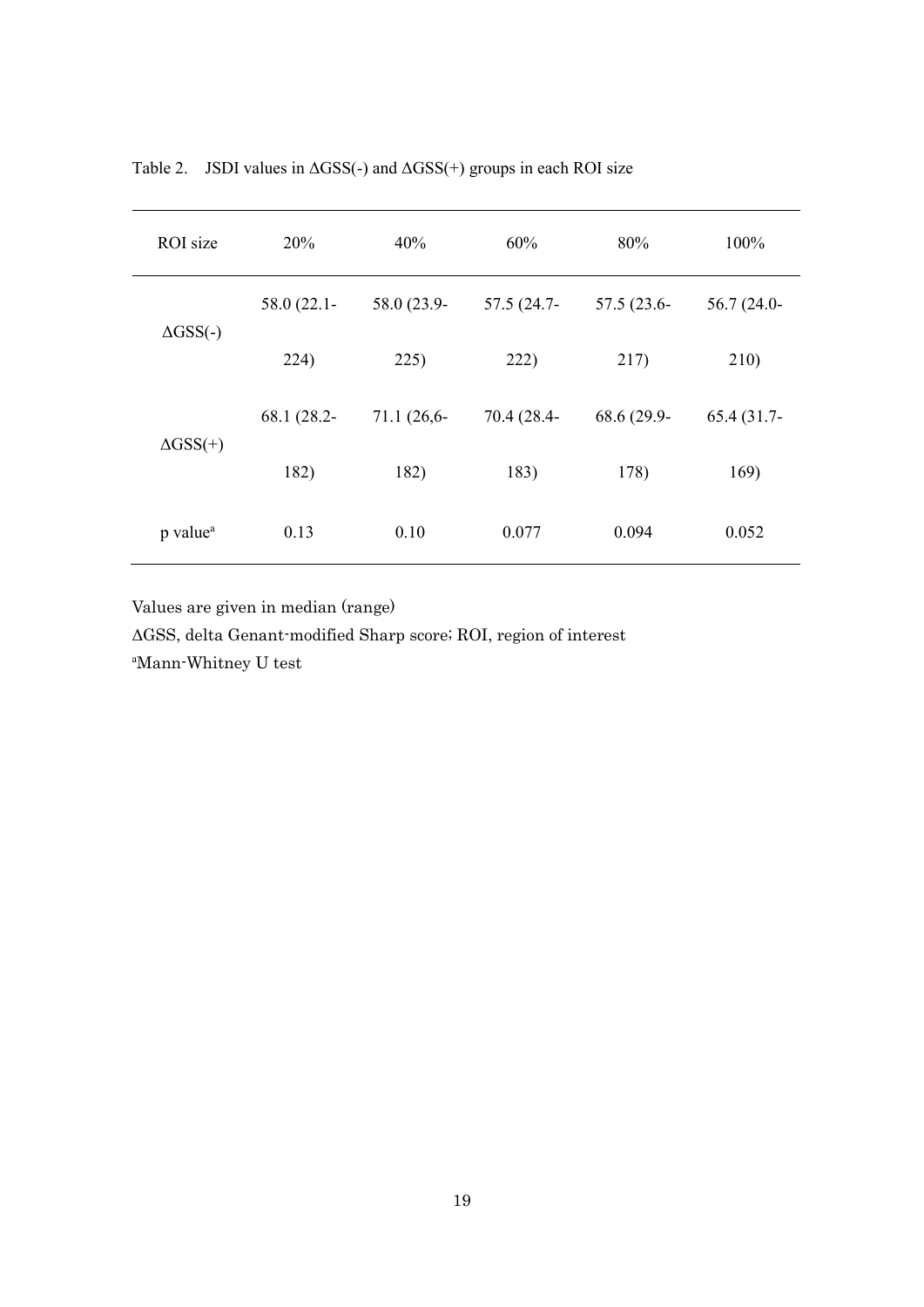Table 2. JSDI values in ΔGSS(-) and ΔGSS(+) groups in each ROI size

| ROI size | 20% | 40% | 60% | 80% | 100% |
|---|---|---|---|---|---|
| ΔGSS(-) | 58.0 (22.1-224) | 58.0 (23.9-225) | 57.5 (24.7-222) | 57.5 (23.6-217) | 56.7 (24.0-210) |
| ΔGSS(+) | 68.1 (28.2-182) | 71.1 (26,6-182) | 70.4 (28.4-183) | 68.6 (29.9-178) | 65.4 (31.7-169) |
| p value[a] | 0.13 | 0.10 | 0.077 | 0.094 | 0.052 |

Values are given in median (range)

ΔGSS, delta Genant-modified Sharp score; ROI, region of interest

[a]Mann-Whitney U test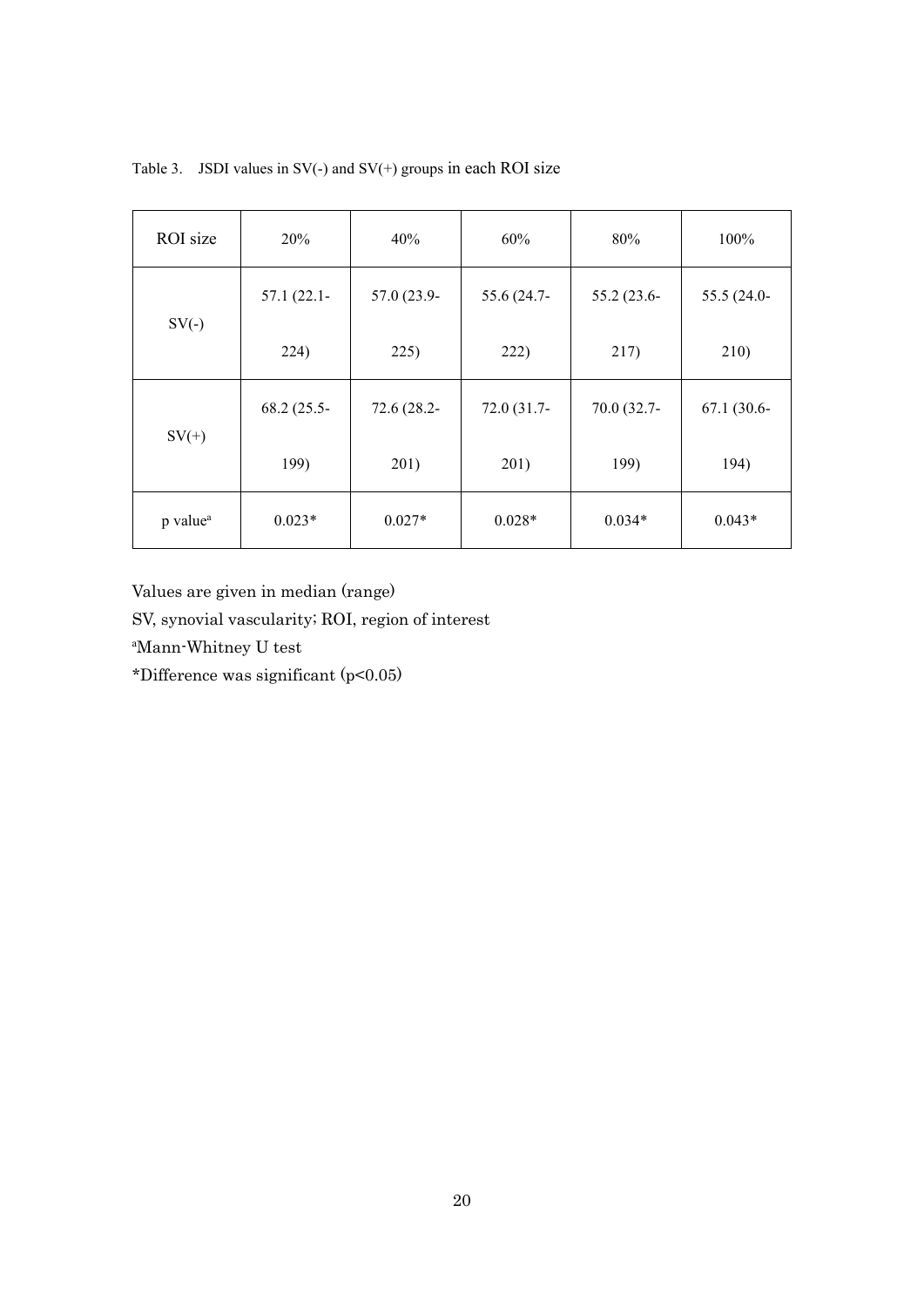Table 3. JSDI values in SV(-) and SV(+) groups in each ROI size

| ROI size | 20% | 40% | 60% | 80% | 100% |
|---|---|---|---|---|---|
| SV(-) | 57.1 (22.1-224) | 57.0 (23.9-225) | 55.6 (24.7-222) | 55.2 (23.6-217) | 55.5 (24.0-210) |
| SV(+) | 68.2 (25.5-199) | 72.6 (28.2-201) | 72.0 (31.7-201) | 70.0 (32.7-199) | 67.1 (30.6-194) |
| p value[a] | 0.023* | 0.027* | 0.028* | 0.034* | 0.043* |

Values are given in median (range)

SV, synovial vascularity; ROI, region of interest

[a]Mann-Whitney U test

*Difference was significant ($p<0.05$)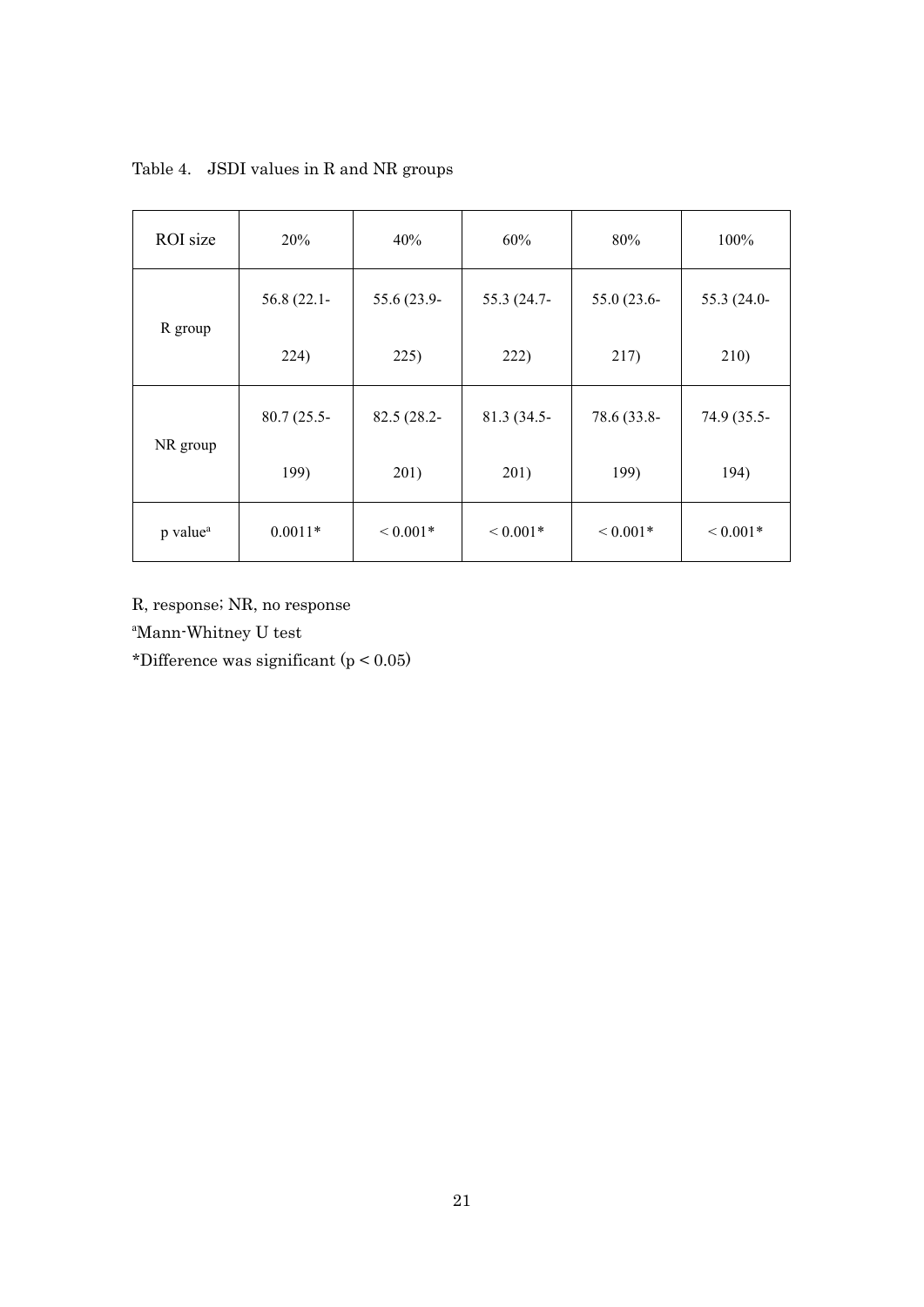Table 4. JSDI values in R and NR groups

| ROI size | 20% | 40% | 60% | 80% | 100% |
| --- | --- | --- | --- | --- | --- |
| R group | 56.8 (22.1-224) | 55.6 (23.9-225) | 55.3 (24.7-222) | 55.0 (23.6-217) | 55.3 (24.0-210) |
| NR group | 80.7 (25.5-199) | 82.5 (28.2-201) | 81.3 (34.5-201) | 78.6 (33.8-199) | 74.9 (35.5-194) |
| p value[a] | 0.0011* | < 0.001* | < 0.001* | < 0.001* | < 0.001* |

R, response; NR, no response

[a]Mann-Whitney U test

*Difference was significant ($p < 0.05$)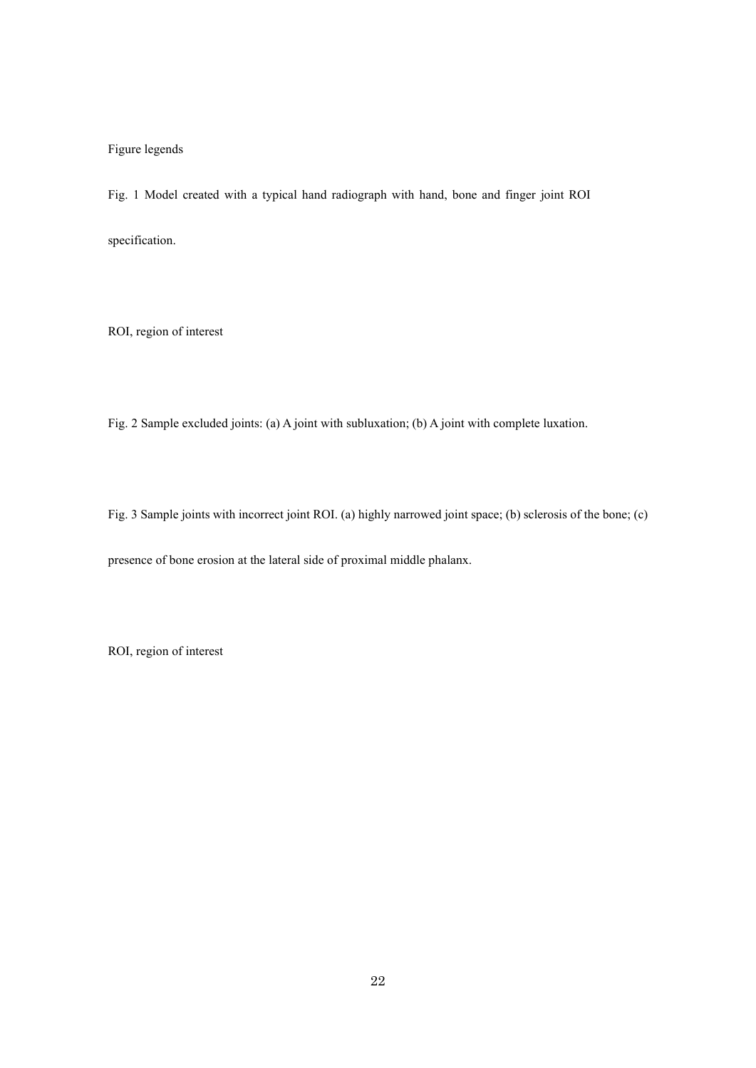Figure legends

Fig. 1 Model created with a typical hand radiograph with hand, bone and finger joint ROI specification.

ROI, region of interest

Fig. 2 Sample excluded joints: (a) A joint with subluxation; (b) A joint with complete luxation.

Fig. 3 Sample joints with incorrect joint ROI. (a) highly narrowed joint space; (b) sclerosis of the bone; (c) presence of bone erosion at the lateral side of proximal middle phalanx.

ROI, region of interest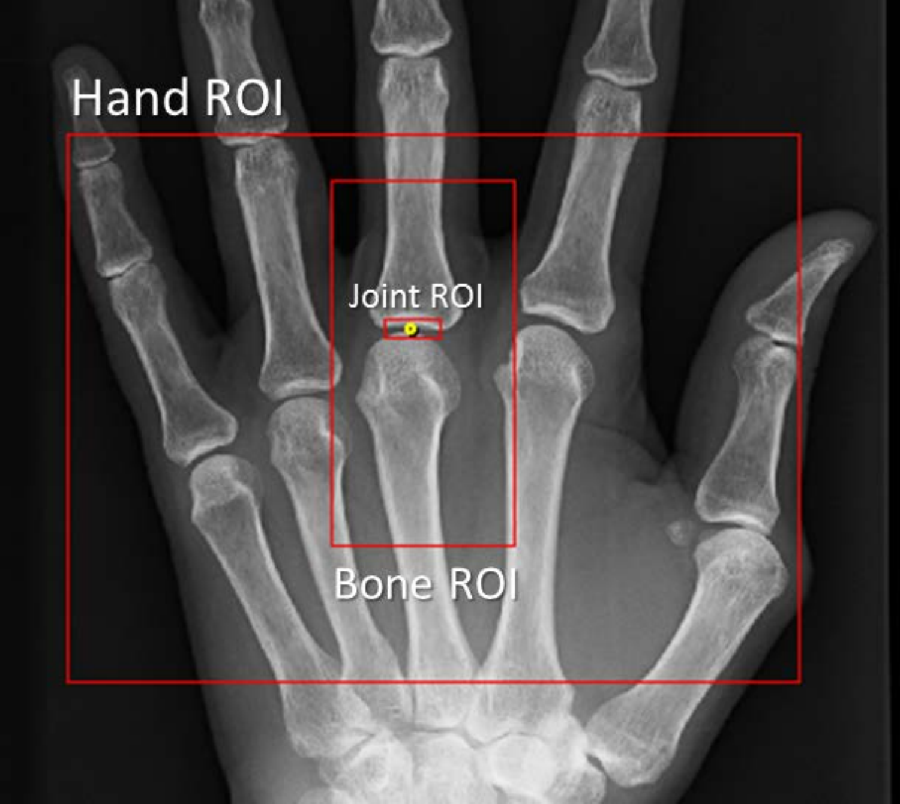Hand ROI

Joint ROI

Bone ROI